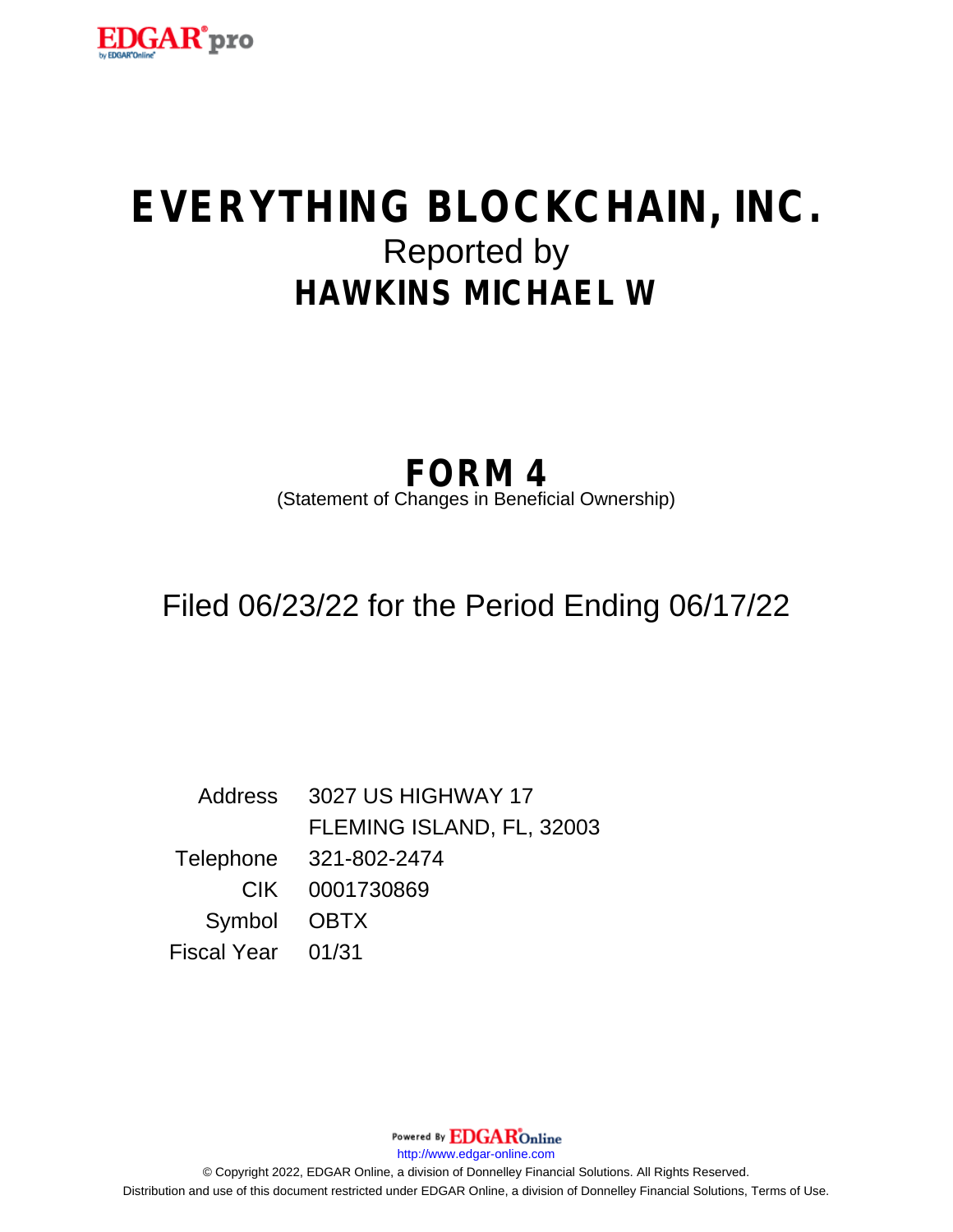# EVERYTHING BLOCKCHAIN, INC.

Reported by

## HAWKINS MICHAEL W

## FORM 4

(Statement of Changes in Beneficial Ownership)

Filed 06/23/22 for the Period Ending 06/17/22

| | |
|---|---|
| Address | 3027 US HIGHWAY 17 |
| | FLEMING ISLAND, FL, 32003 |
| Telephone | 321-802-2474 |
| CIK | 0001730869 |
| Symbol | OBTX |
| Fiscal Year | 01/31 |

Powered By EDGAR Online

http://www.edgar-online.com

© Copyright 2022, EDGAR Online, a division of Donnelley Financial Solutions. All Rights Reserved.

Distribution and use of this document restricted under EDGAR Online, a division of Donnelley Financial Solutions, Terms of Use.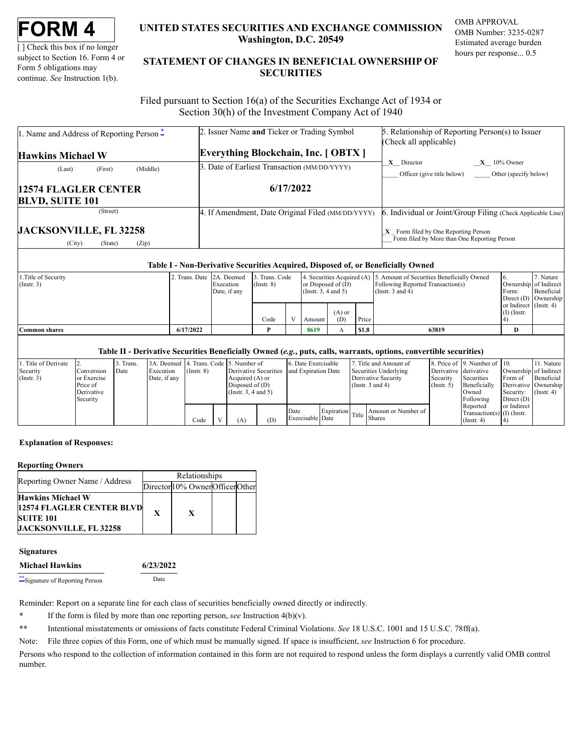# FORM 4

[ ] Check this box if no longer subject to Section 16. Form 4 or Form 5 obligations may continue. *See* Instruction 1(b).

**UNITED STATES SECURITIES AND EXCHANGE COMMISSION**
**Washington, D.C. 20549**

**STATEMENT OF CHANGES IN BENEFICIAL OWNERSHIP OF SECURITIES**

OMB APPROVAL
OMB Number: 3235-0287
Estimated average burden hours per response... 0.5

Filed pursuant to Section 16(a) of the Securities Exchange Act of 1934 or Section 30(h) of the Investment Company Act of 1940

| | | |
|---|---|---|
| 1. Name and Address of Reporting Person * <br> **Hawkins Michael W** <br> (Last) (First) (Middle) <br> **12574 FLAGLER CENTER BLVD, SUITE 101** <br> (Street) <br> **JACKSONVILLE, FL 32258** <br> (City) (State) (Zip) | 2. Issuer Name **and** Ticker or Trading Symbol <br> **Everything Blockchain, Inc. [ OBTX ]** <br> 3. Date of Earliest Transaction (MM/DD/YYYY) <br> **6/17/2022** <br> 4. If Amendment, Date Original Filed (MM/DD/YYYY) | 5. Relationship of Reporting Person(s) to Issuer (Check all applicable) <br> \_X\_ Director \_X\_ 10% Owner <br> \_\_\_\_ Officer (give title below) \_\_\_\_ Other (specify below) <br> 6. Individual or Joint/Group Filing (Check Applicable Line) <br> \_X\_ Form filed by One Reporting Person <br> \_\_\_ Form filed by More than One Reporting Person |

**Table I - Non-Derivative Securities Acquired, Disposed of, or Beneficially Owned**

| 1.Title of Security (Instr. 3) | 2. Trans. Date | 2A. Deemed Execution Date, if any | 3. Trans. Code (Instr. 8) | | 4. Securities Acquired (A) or Disposed of (D) (Instr. 3, 4 and 5) | | | 5. Amount of Securities Beneficially Owned Following Reported Transaction(s) (Instr. 3 and 4) | 6. Ownership Form: Direct (D) or Indirect (I) (Instr. 4) | 7. Nature of Indirect Beneficial Ownership (Instr. 4) |
|---|---|---|---|---|---|---|---|---|---|---|
| | | | Code | V | Amount | (A) or (D) | Price | | | |
| **Common shares** | **6/17/2022** | | **P** | | **8619** | **A** | **$1.8** | **63819** | **D** | |

**Table II - Derivative Securities Beneficially Owned (*e.g.*, puts, calls, warrants, options, convertible securities)**

| 1. Title of Derivate Security (Instr. 3) | 2. Conversion or Exercise Price of Derivative Security | 3. Trans. Date | 3A. Deemed Execution Date, if any | 4. Trans. Code (Instr. 8) | | 5. Number of Derivative Securities Acquired (A) or Disposed of (D) (Instr. 3, 4 and 5) | | 6. Date Exercisable and Expiration Date | | 7. Title and Amount of Securities Underlying Derivative Security (Instr. 3 and 4) | | 8. Price of Derivative Security (Instr. 5) | 9. Number of derivative Securities Beneficially Owned Following Reported Transaction(s) (Instr. 4) | 10. Ownership Form of Derivative Security: Direct (D) or Indirect (I) (Instr. 4) | 11. Nature of Indirect Beneficial Ownership (Instr. 4) |
|---|---|---|---|---|---|---|---|---|---|---|---|---|---|---|---|
| | | | | Code | V | (A) | (D) | Date Exercisable | Expiration Date | Title | Amount or Number of Shares | | | | |

**Explanation of Responses:**

**Reporting Owners**

| Reporting Owner Name / Address | Relationships | | | |
|---|---|---|---|---|
| | Director | 10% Owner | Officer | Other |
| **Hawkins Michael W** <br> **12574 FLAGLER CENTER BLVD** <br> **SUITE 101** <br> **JACKSONVILLE, FL 32258** | X | X | | |

**Signatures**

| **Michael Hawkins** | **6/23/2022** |
|---|---|
| **Signature of Reporting Person | Date |

Reminder: Report on a separate line for each class of securities beneficially owned directly or indirectly.

\* If the form is filed by more than one reporting person, *see* Instruction 4(b)(v).

\*\* Intentional misstatements or omissions of facts constitute Federal Criminal Violations. *See* 18 U.S.C. 1001 and 15 U.S.C. 78ff(a).

Note: File three copies of this Form, one of which must be manually signed. If space is insufficient, *see* Instruction 6 for procedure.

Persons who respond to the collection of information contained in this form are not required to respond unless the form displays a currently valid OMB control number.